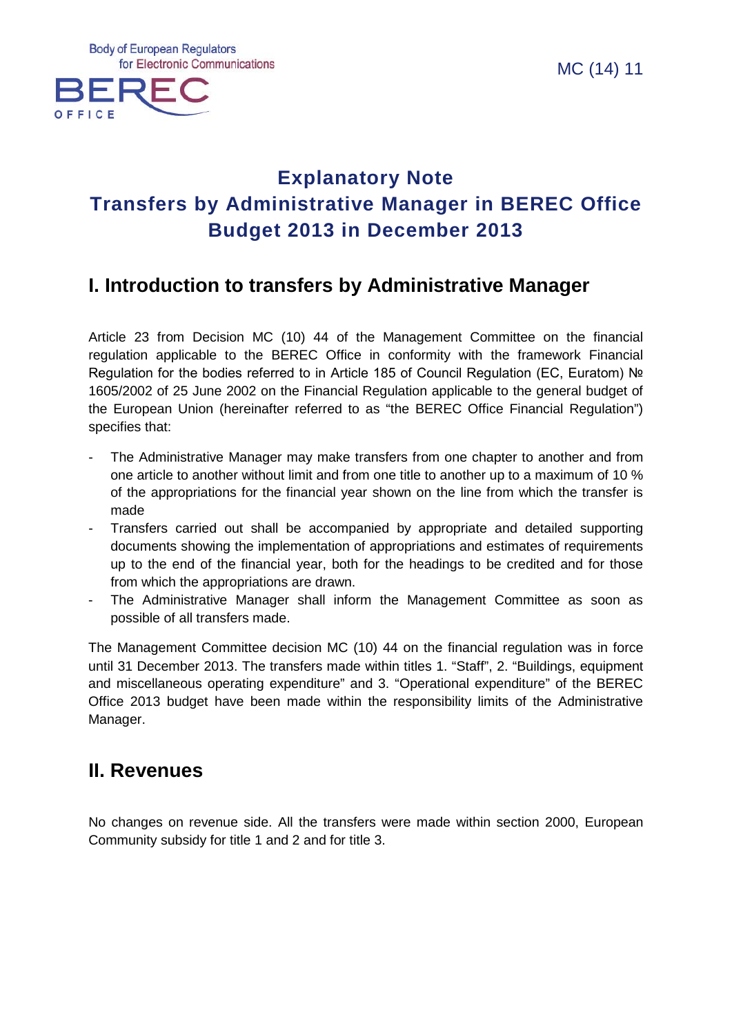Body of European Regulators for Electronic Communications

BEREC OFFICE

MC (14) 11

# Explanatory Note
# Transfers by Administrative Manager in BEREC Office Budget 2013 in December 2013

## I. Introduction to transfers by Administrative Manager

Article 23 from Decision MC (10) 44 of the Management Committee on the financial regulation applicable to the BEREC Office in conformity with the framework Financial Regulation for the bodies referred to in Article 185 of Council Regulation (EC, Euratom) № 1605/2002 of 25 June 2002 on the Financial Regulation applicable to the general budget of the European Union (hereinafter referred to as "the BEREC Office Financial Regulation") specifies that:

- The Administrative Manager may make transfers from one chapter to another and from one article to another without limit and from one title to another up to a maximum of 10 % of the appropriations for the financial year shown on the line from which the transfer is made
- Transfers carried out shall be accompanied by appropriate and detailed supporting documents showing the implementation of appropriations and estimates of requirements up to the end of the financial year, both for the headings to be credited and for those from which the appropriations are drawn.
- The Administrative Manager shall inform the Management Committee as soon as possible of all transfers made.

The Management Committee decision MC (10) 44 on the financial regulation was in force until 31 December 2013. The transfers made within titles 1. "Staff", 2. "Buildings, equipment and miscellaneous operating expenditure" and 3. "Operational expenditure" of the BEREC Office 2013 budget have been made within the responsibility limits of the Administrative Manager.

## II. Revenues

No changes on revenue side. All the transfers were made within section 2000, European Community subsidy for title 1 and 2 and for title 3.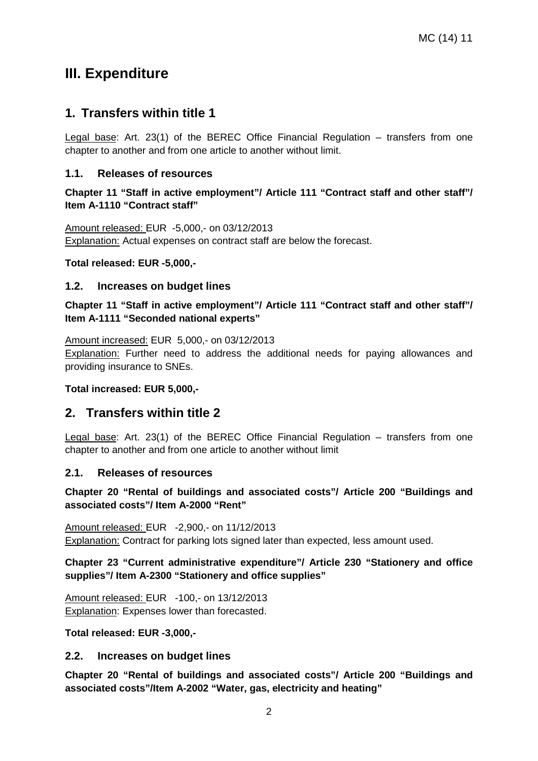# III. Expenditure

## 1. Transfers within title 1

<u>Legal base</u>: Art. 23(1) of the BEREC Office Financial Regulation – transfers from one chapter to another and from one article to another without limit.

### 1.1. Releases of resources

**Chapter 11 "Staff in active employment"/ Article 111 "Contract staff and other staff"/ Item A-1110 "Contract staff"**

<u>Amount released:</u> EUR -5,000,- on 03/12/2013
<u>Explanation:</u> Actual expenses on contract staff are below the forecast.

**Total released: EUR -5,000,-**

### 1.2. Increases on budget lines

**Chapter 11 "Staff in active employment"/ Article 111 "Contract staff and other staff"/ Item A-1111 "Seconded national experts"**

<u>Amount increased:</u> EUR 5,000,- on 03/12/2013
<u>Explanation:</u> Further need to address the additional needs for paying allowances and providing insurance to SNEs.

**Total increased: EUR 5,000,-**

## 2. Transfers within title 2

<u>Legal base</u>: Art. 23(1) of the BEREC Office Financial Regulation – transfers from one chapter to another and from one article to another without limit

### 2.1. Releases of resources

**Chapter 20 "Rental of buildings and associated costs"/ Article 200 "Buildings and associated costs"/ Item A-2000 "Rent"**

<u>Amount released:</u> EUR -2,900,- on 11/12/2013
<u>Explanation:</u> Contract for parking lots signed later than expected, less amount used.

**Chapter 23 "Current administrative expenditure"/ Article 230 "Stationery and office supplies"/ Item A-2300 "Stationery and office supplies"**

<u>Amount released:</u> EUR -100,- on 13/12/2013
<u>Explanation</u>: Expenses lower than forecasted.

**Total released: EUR -3,000,-**

### 2.2. Increases on budget lines

**Chapter 20 "Rental of buildings and associated costs"/ Article 200 "Buildings and associated costs"/Item A-2002 "Water, gas, electricity and heating"**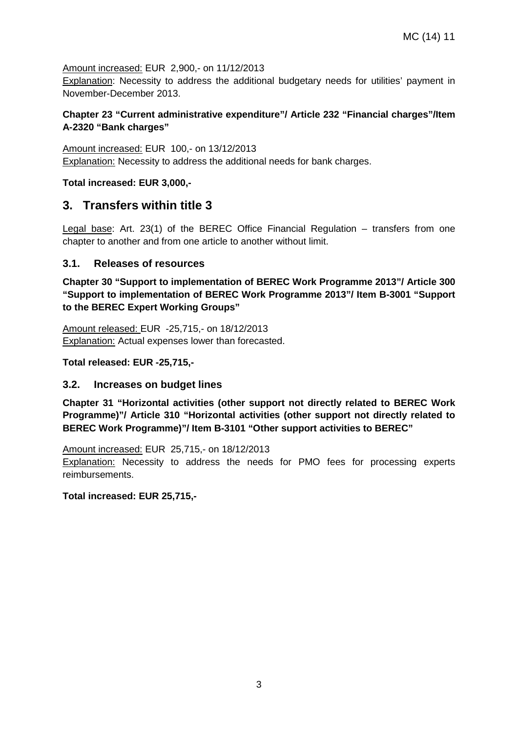Amount increased: EUR 2,900,- on 11/12/2013
Explanation: Necessity to address the additional budgetary needs for utilities' payment in November-December 2013.

**Chapter 23 "Current administrative expenditure"/ Article 232 "Financial charges"/Item A-2320 "Bank charges"**

Amount increased: EUR 100,- on 13/12/2013
Explanation: Necessity to address the additional needs for bank charges.

**Total increased: EUR 3,000,-**

# 3. Transfers within title 3

Legal base: Art. 23(1) of the BEREC Office Financial Regulation – transfers from one chapter to another and from one article to another without limit.

## 3.1. Releases of resources

**Chapter 30 "Support to implementation of BEREC Work Programme 2013"/ Article 300 "Support to implementation of BEREC Work Programme 2013"/ Item B-3001 "Support to the BEREC Expert Working Groups"**

Amount released: EUR -25,715,- on 18/12/2013
Explanation: Actual expenses lower than forecasted.

**Total released: EUR -25,715,-**

## 3.2. Increases on budget lines

**Chapter 31 "Horizontal activities (other support not directly related to BEREC Work Programme)"/ Article 310 "Horizontal activities (other support not directly related to BEREC Work Programme)"/ Item B-3101 "Other support activities to BEREC"**

Amount increased: EUR 25,715,- on 18/12/2013
Explanation: Necessity to address the needs for PMO fees for processing experts reimbursements.

**Total increased: EUR 25,715,-**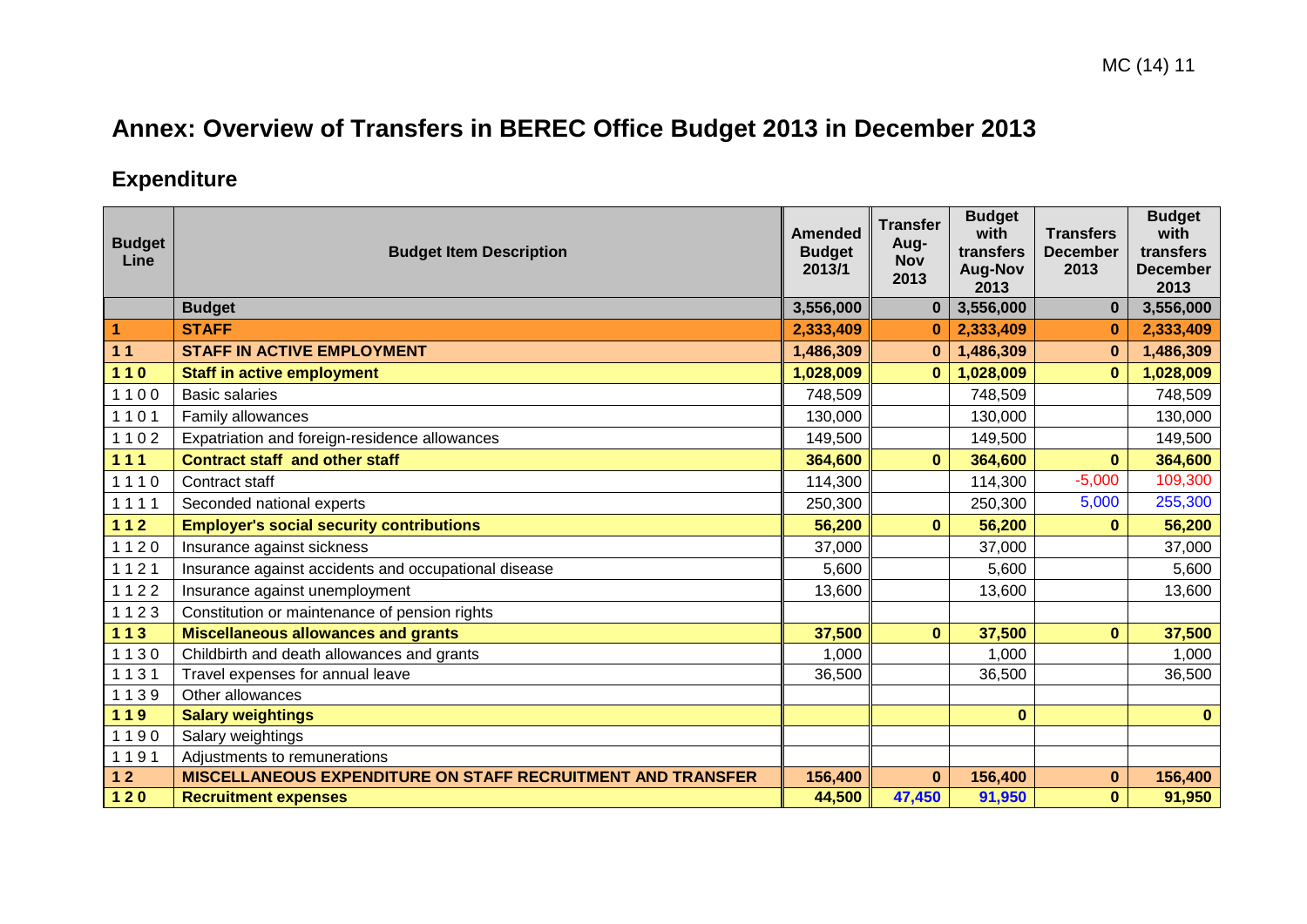# Annex: Overview of Transfers in BEREC Office Budget 2013 in December 2013

## Expenditure

| Budget Line | Budget Item Description | Amended Budget 2013/1 | Transfer Aug-Nov 2013 | Budget with transfers Aug-Nov 2013 | Transfers December 2013 | Budget with transfers December 2013 |
|---|---|---|---|---|---|---|
| | **Budget** | **3,556,000** | **0** | **3,556,000** | **0** | **3,556,000** |
| **1** | **STAFF** | **2,333,409** | **0** | **2,333,409** | **0** | **2,333,409** |
| **1 1** | **STAFF IN ACTIVE EMPLOYMENT** | **1,486,309** | **0** | **1,486,309** | **0** | **1,486,309** |
| **1 1 0** | **Staff in active employment** | **1,028,009** | **0** | **1,028,009** | **0** | **1,028,009** |
| 1 1 0 0 | Basic salaries | 748,509 | | 748,509 | | 748,509 |
| 1 1 0 1 | Family allowances | 130,000 | | 130,000 | | 130,000 |
| 1 1 0 2 | Expatriation and foreign-residence allowances | 149,500 | | 149,500 | | 149,500 |
| **1 1 1** | **Contract staff and other staff** | **364,600** | **0** | **364,600** | **0** | **364,600** |
| 1 1 1 0 | Contract staff | 114,300 | | 114,300 | -5,000 | 109,300 |
| 1 1 1 1 | Seconded national experts | 250,300 | | 250,300 | 5,000 | 255,300 |
| **1 1 2** | **Employer's social security contributions** | **56,200** | **0** | **56,200** | **0** | **56,200** |
| 1 1 2 0 | Insurance against sickness | 37,000 | | 37,000 | | 37,000 |
| 1 1 2 1 | Insurance against accidents and occupational disease | 5,600 | | 5,600 | | 5,600 |
| 1 1 2 2 | Insurance against unemployment | 13,600 | | 13,600 | | 13,600 |
| 1 1 2 3 | Constitution or maintenance of pension rights | | | | | |
| **1 1 3** | **Miscellaneous allowances and grants** | **37,500** | **0** | **37,500** | **0** | **37,500** |
| 1 1 3 0 | Childbirth and death allowances and grants | 1,000 | | 1,000 | | 1,000 |
| 1 1 3 1 | Travel expenses for annual leave | 36,500 | | 36,500 | | 36,500 |
| 1 1 3 9 | Other allowances | | | | | |
| **1 1 9** | **Salary weightings** | | | **0** | | **0** |
| 1 1 9 0 | Salary weightings | | | | | |
| 1 1 9 1 | Adjustments to remunerations | | | | | |
| **1 2** | **MISCELLANEOUS EXPENDITURE ON STAFF RECRUITMENT AND TRANSFER** | **156,400** | **0** | **156,400** | **0** | **156,400** |
| **1 2 0** | **Recruitment expenses** | **44,500** | **47,450** | **91,950** | **0** | **91,950** |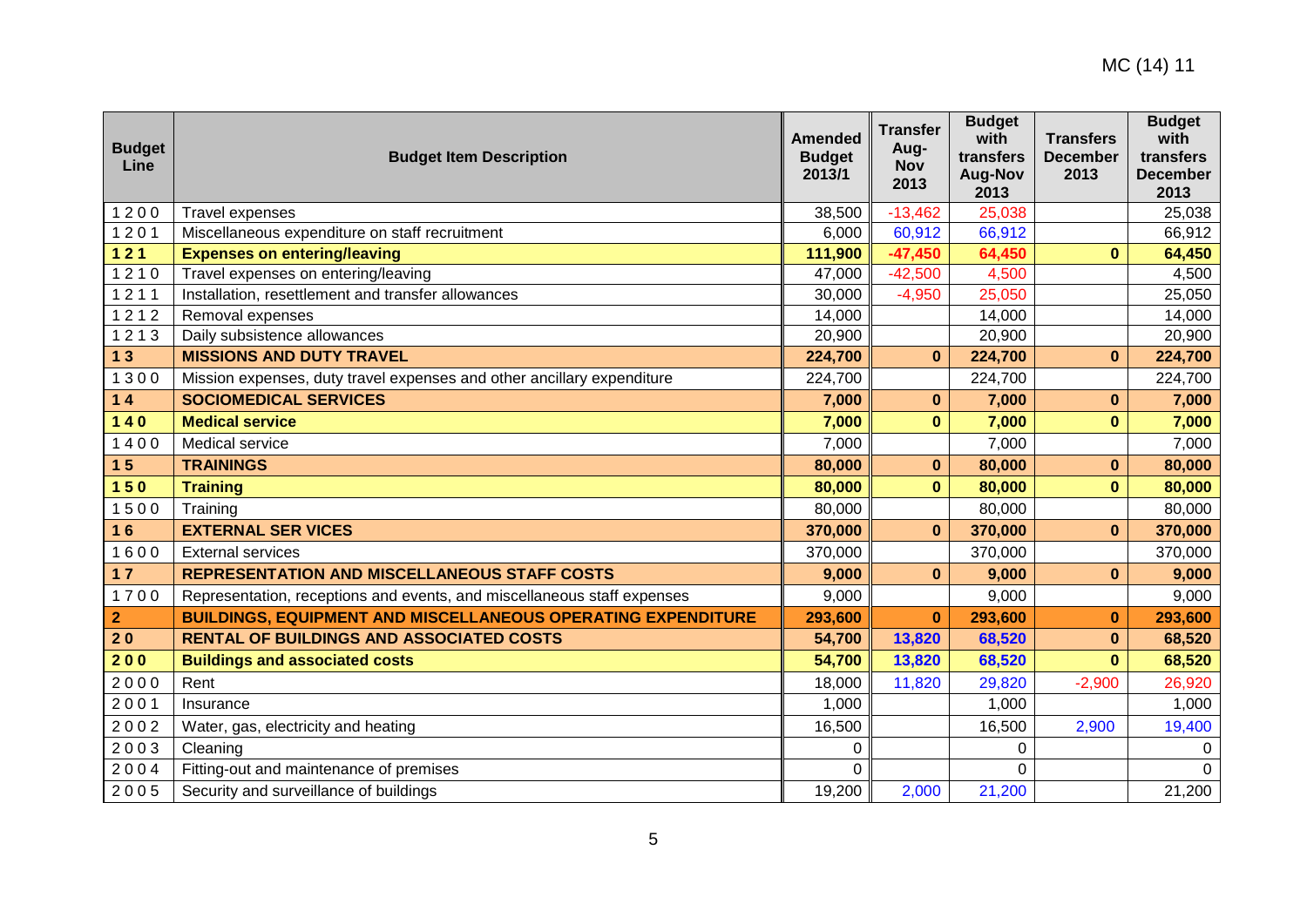MC (14) 11

| Budget Line | Budget Item Description | Amended Budget 2013/1 | Transfer Aug-Nov 2013 | Budget with transfers Aug-Nov 2013 | Transfers December 2013 | Budget with transfers December 2013 |
|---|---|---|---|---|---|---|
| 1 2 0 0 | Travel expenses | 38,500 | -13,462 | 25,038 | | 25,038 |
| 1 2 0 1 | Miscellaneous expenditure on staff recruitment | 6,000 | 60,912 | 66,912 | | 66,912 |
| **1 2 1** | **Expenses on entering/leaving** | **111,900** | **-47,450** | **64,450** | **0** | **64,450** |
| 1 2 1 0 | Travel expenses on entering/leaving | 47,000 | -42,500 | 4,500 | | 4,500 |
| 1 2 1 1 | Installation, resettlement and transfer allowances | 30,000 | -4,950 | 25,050 | | 25,050 |
| 1 2 1 2 | Removal expenses | 14,000 | | 14,000 | | 14,000 |
| 1 2 1 3 | Daily subsistence allowances | 20,900 | | 20,900 | | 20,900 |
| **1 3** | **MISSIONS AND DUTY TRAVEL** | **224,700** | **0** | **224,700** | **0** | **224,700** |
| 1 3 0 0 | Mission expenses, duty travel expenses and other ancillary expenditure | 224,700 | | 224,700 | | 224,700 |
| **1 4** | **SOCIOMEDICAL SERVICES** | **7,000** | **0** | **7,000** | **0** | **7,000** |
| **1 4 0** | **Medical service** | **7,000** | **0** | **7,000** | **0** | **7,000** |
| 1 4 0 0 | Medical service | 7,000 | | 7,000 | | 7,000 |
| **1 5** | **TRAININGS** | **80,000** | **0** | **80,000** | **0** | **80,000** |
| **1 5 0** | **Training** | **80,000** | **0** | **80,000** | **0** | **80,000** |
| 1 5 0 0 | Training | 80,000 | | 80,000 | | 80,000 |
| **1 6** | **EXTERNAL SER VICES** | **370,000** | **0** | **370,000** | **0** | **370,000** |
| 1 6 0 0 | External services | 370,000 | | 370,000 | | 370,000 |
| **1 7** | **REPRESENTATION AND MISCELLANEOUS STAFF COSTS** | **9,000** | **0** | **9,000** | **0** | **9,000** |
| 1 7 0 0 | Representation, receptions and events, and miscellaneous staff expenses | 9,000 | | 9,000 | | 9,000 |
| **2** | **BUILDINGS, EQUIPMENT AND MISCELLANEOUS OPERATING EXPENDITURE** | **293,600** | **0** | **293,600** | **0** | **293,600** |
| **2 0** | **RENTAL OF BUILDINGS AND ASSOCIATED COSTS** | **54,700** | **13,820** | **68,520** | **0** | **68,520** |
| **2 0 0** | **Buildings and associated costs** | **54,700** | **13,820** | **68,520** | **0** | **68,520** |
| 2 0 0 0 | Rent | 18,000 | 11,820 | 29,820 | -2,900 | 26,920 |
| 2 0 0 1 | Insurance | 1,000 | | 1,000 | | 1,000 |
| 2 0 0 2 | Water, gas, electricity and heating | 16,500 | | 16,500 | 2,900 | 19,400 |
| 2 0 0 3 | Cleaning | 0 | | 0 | | 0 |
| 2 0 0 4 | Fitting-out and maintenance of premises | 0 | | 0 | | 0 |
| 2 0 0 5 | Security and surveillance of buildings | 19,200 | 2,000 | 21,200 | | 21,200 |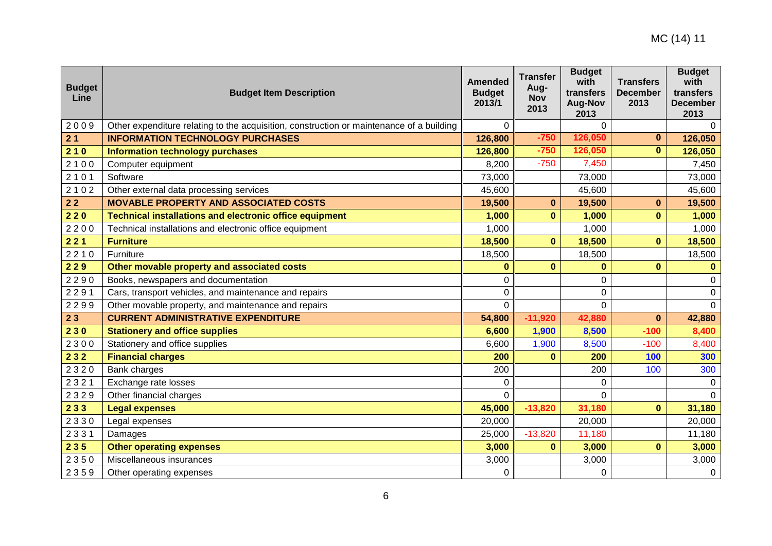| Budget Line | Budget Item Description | Amended Budget 2013/1 | Transfer Aug-Nov 2013 | Budget with transfers Aug-Nov 2013 | Transfers December 2013 | Budget with transfers December 2013 |
|---|---|---|---|---|---|---|
| 2 0 0 9 | Other expenditure relating to the acquisition, construction or maintenance of a building | 0 | | 0 | | 0 |
| **2 1** | **INFORMATION TECHNOLOGY PURCHASES** | **126,800** | **-750** | **126,050** | **0** | **126,050** |
| **2 1 0** | **Information technology purchases** | **126,800** | **-750** | **126,050** | **0** | **126,050** |
| 2 1 0 0 | Computer equipment | 8,200 | -750 | 7,450 | | 7,450 |
| 2 1 0 1 | Software | 73,000 | | 73,000 | | 73,000 |
| 2 1 0 2 | Other external data processing services | 45,600 | | 45,600 | | 45,600 |
| **2 2** | **MOVABLE PROPERTY AND ASSOCIATED COSTS** | **19,500** | **0** | **19,500** | **0** | **19,500** |
| **2 2 0** | **Technical installations and electronic office equipment** | **1,000** | **0** | **1,000** | **0** | **1,000** |
| 2 2 0 0 | Technical installations and electronic office equipment | 1,000 | | 1,000 | | 1,000 |
| **2 2 1** | **Furniture** | **18,500** | **0** | **18,500** | **0** | **18,500** |
| 2 2 1 0 | Furniture | 18,500 | | 18,500 | | 18,500 |
| **2 2 9** | **Other movable property and associated costs** | **0** | **0** | **0** | **0** | **0** |
| 2 2 9 0 | Books, newspapers and documentation | 0 | | 0 | | 0 |
| 2 2 9 1 | Cars, transport vehicles, and maintenance and repairs | 0 | | 0 | | 0 |
| 2 2 9 9 | Other movable property, and maintenance and repairs | 0 | | 0 | | 0 |
| **2 3** | **CURRENT ADMINISTRATIVE EXPENDITURE** | **54,800** | **-11,920** | **42,880** | **0** | **42,880** |
| **2 3 0** | **Stationery and office supplies** | **6,600** | **1,900** | **8,500** | **-100** | **8,400** |
| 2 3 0 0 | Stationery and office supplies | 6,600 | 1,900 | 8,500 | -100 | 8,400 |
| **2 3 2** | **Financial charges** | **200** | **0** | **200** | **100** | **300** |
| 2 3 2 0 | Bank charges | 200 | | 200 | 100 | 300 |
| 2 3 2 1 | Exchange rate losses | 0 | | 0 | | 0 |
| 2 3 2 9 | Other financial charges | 0 | | 0 | | 0 |
| **2 3 3** | **Legal expenses** | **45,000** | **-13,820** | **31,180** | **0** | **31,180** |
| 2 3 3 0 | Legal expenses | 20,000 | | 20,000 | | 20,000 |
| 2 3 3 1 | Damages | 25,000 | -13,820 | 11,180 | | 11,180 |
| **2 3 5** | **Other operating expenses** | **3,000** | **0** | **3,000** | **0** | **3,000** |
| 2 3 5 0 | Miscellaneous insurances | 3,000 | | 3,000 | | 3,000 |
| 2 3 5 9 | Other operating expenses | 0 | | 0 | | 0 |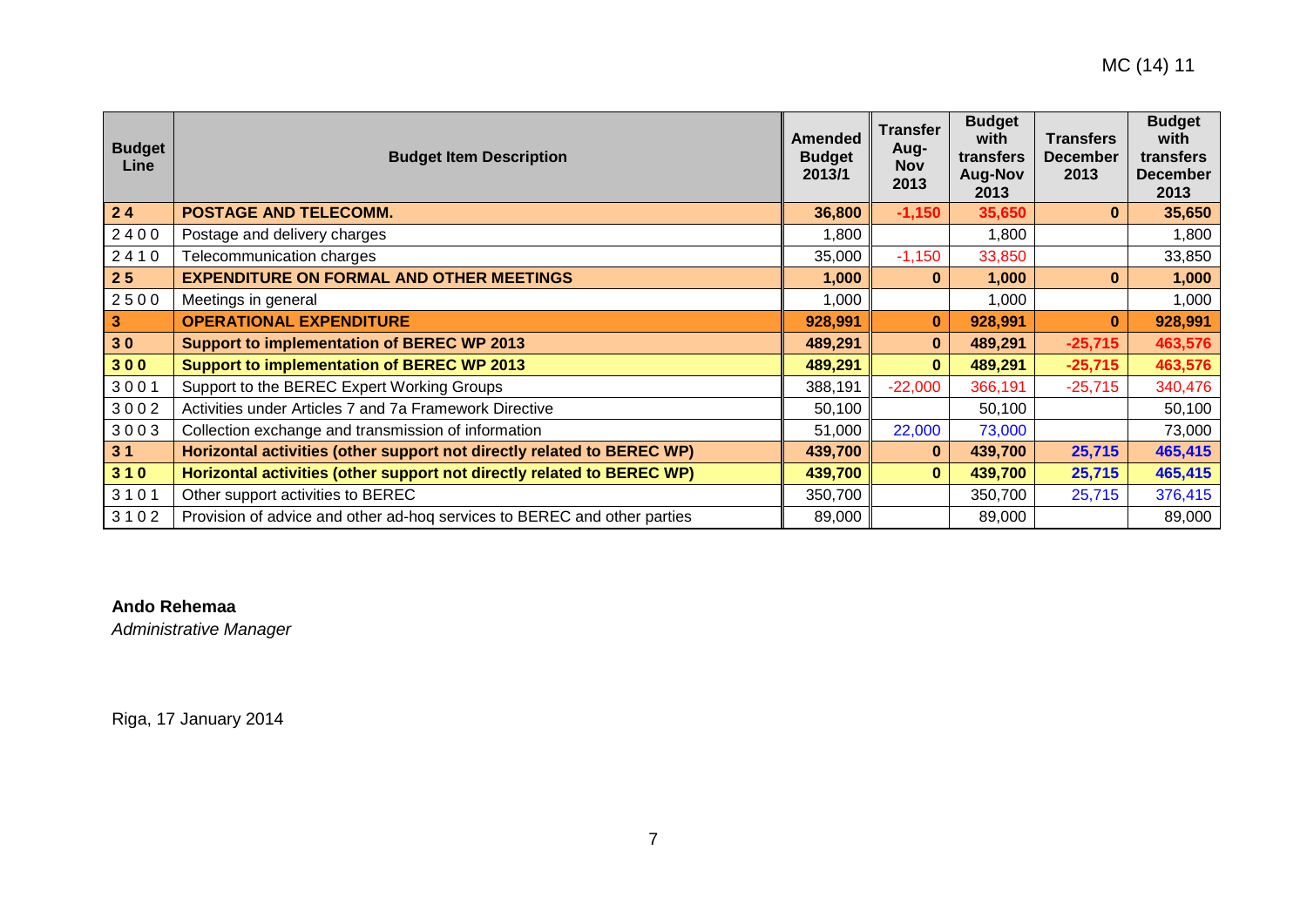| Budget Line | Budget Item Description | Amended Budget 2013/1 | Transfer Aug-Nov 2013 | Budget with transfers Aug-Nov 2013 | Transfers December 2013 | Budget with transfers December 2013 |
|---|---|---|---|---|---|---|
| **2 4** | **POSTAGE AND TELECOMM.** | **36,800** | **-1,150** | **35,650** | **0** | **35,650** |
| 2 4 0 0 | Postage and delivery charges | 1,800 | | 1,800 | | 1,800 |
| 2 4 1 0 | Telecommunication charges | 35,000 | -1,150 | 33,850 | | 33,850 |
| **2 5** | **EXPENDITURE ON FORMAL AND OTHER MEETINGS** | **1,000** | **0** | **1,000** | **0** | **1,000** |
| 2 5 0 0 | Meetings in general | 1,000 | | 1,000 | | 1,000 |
| **3** | **OPERATIONAL EXPENDITURE** | **928,991** | **0** | **928,991** | **0** | **928,991** |
| **3 0** | **Support to implementation of BEREC WP 2013** | **489,291** | **0** | **489,291** | **-25,715** | **463,576** |
| **3 0 0** | **Support to implementation of BEREC WP 2013** | **489,291** | **0** | **489,291** | **-25,715** | **463,576** |
| 3 0 0 1 | Support to the BEREC Expert Working Groups | 388,191 | -22,000 | 366,191 | -25,715 | 340,476 |
| 3 0 0 2 | Activities under Articles 7 and 7a Framework Directive | 50,100 | | 50,100 | | 50,100 |
| 3 0 0 3 | Collection exchange and transmission of information | 51,000 | 22,000 | 73,000 | | 73,000 |
| **3 1** | **Horizontal activities (other support not directly related to BEREC WP)** | **439,700** | **0** | **439,700** | **25,715** | **465,415** |
| **3 1 0** | **Horizontal activities (other support not directly related to BEREC WP)** | **439,700** | **0** | **439,700** | **25,715** | **465,415** |
| 3 1 0 1 | Other support activities to BEREC | 350,700 | | 350,700 | 25,715 | 376,415 |
| 3 1 0 2 | Provision of advice and other ad-hoq services to BEREC and other parties | 89,000 | | 89,000 | | 89,000 |

**Ando Rehemaa**
*Administrative Manager*

Riga, 17 January 2014